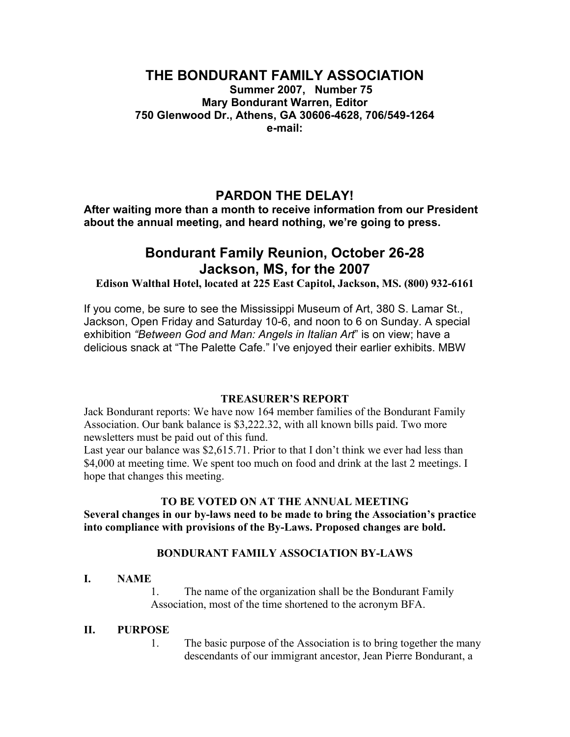# THE BONDURANT FAMILY ASSOCIATION

**Summer 2007, Number 75**
**Mary Bondurant Warren, Editor**
**750 Glenwood Dr., Athens, GA 30606-4628, 706/549-1264**
**e-mail:**

## PARDON THE DELAY!

**After waiting more than a month to receive information from our President about the annual meeting, and heard nothing, we're going to press.**

## Bondurant Family Reunion, October 26-28 Jackson, MS, for the 2007

**Edison Walthal Hotel, located at 225 East Capitol, Jackson, MS. (800) 932-6161**

If you come, be sure to see the Mississippi Museum of Art, 380 S. Lamar St., Jackson, Open Friday and Saturday 10-6, and noon to 6 on Sunday. A special exhibition *"Between God and Man: Angels in Italian Art*" is on view; have a delicious snack at "The Palette Cafe." I've enjoyed their earlier exhibits. MBW

### TREASURER'S REPORT

Jack Bondurant reports: We have now 164 member families of the Bondurant Family Association. Our bank balance is $3,222.32, with all known bills paid. Two more newsletters must be paid out of this fund.

Last year our balance was $2,615.71. Prior to that I don't think we ever had less than $4,000 at meeting time. We spent too much on food and drink at the last 2 meetings. I hope that changes this meeting.

### TO BE VOTED ON AT THE ANNUAL MEETING

**Several changes in our by-laws need to be made to bring the Association's practice into compliance with provisions of the By-Laws. Proposed changes are bold.**

### BONDURANT FAMILY ASSOCIATION BY-LAWS

**I. NAME**

1. The name of the organization shall be the Bondurant Family Association, most of the time shortened to the acronym BFA.

**II. PURPOSE**

1. The basic purpose of the Association is to bring together the many descendants of our immigrant ancestor, Jean Pierre Bondurant, a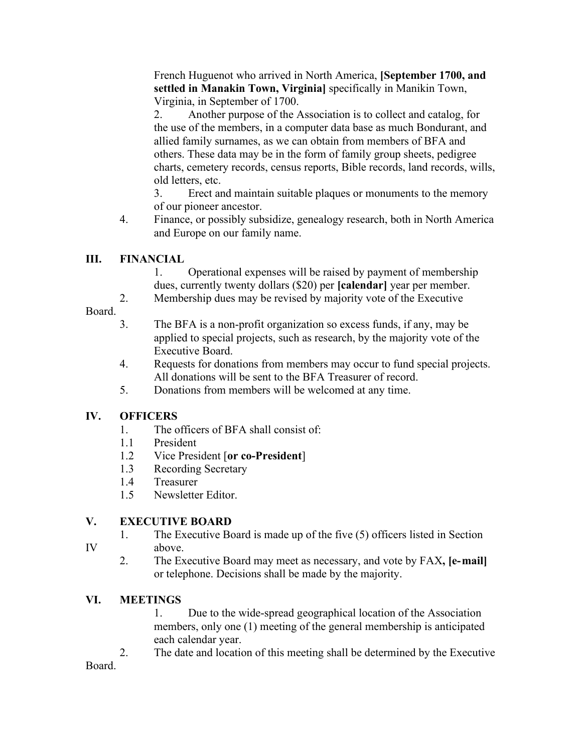French Huguenot who arrived in North America, **[September 1700, and settled in Manakin Town, Virginia]** specifically in Manikin Town, Virginia, in September of 1700.

2. Another purpose of the Association is to collect and catalog, for the use of the members, in a computer data base as much Bondurant, and allied family surnames, as we can obtain from members of BFA and others. These data may be in the form of family group sheets, pedigree charts, cemetery records, census reports, Bible records, land records, wills, old letters, etc.

3. Erect and maintain suitable plaques or monuments to the memory of our pioneer ancestor.

4. Finance, or possibly subsidize, genealogy research, both in North America and Europe on our family name.

## III. FINANCIAL

1. Operational expenses will be raised by payment of membership dues, currently twenty dollars ($20) per **[calendar]** year per member.
2. Membership dues may be revised by majority vote of the Executive Board.
3. The BFA is a non-profit organization so excess funds, if any, may be applied to special projects, such as research, by the majority vote of the Executive Board.
4. Requests for donations from members may occur to fund special projects. All donations will be sent to the BFA Treasurer of record.
5. Donations from members will be welcomed at any time.

## IV. OFFICERS

1. The officers of BFA shall consist of:

1.1 President

1.2 Vice President [**or co-President**]

1.3 Recording Secretary

1.4 Treasurer

1.5 Newsletter Editor.

## V. EXECUTIVE BOARD

1. The Executive Board is made up of the five (5) officers listed in Section IV above.
2. The Executive Board may meet as necessary, and vote by FAX**, [e-mail]** or telephone. Decisions shall be made by the majority.

## VI. MEETINGS

1. Due to the wide-spread geographical location of the Association members, only one (1) meeting of the general membership is anticipated each calendar year.
2. The date and location of this meeting shall be determined by the Executive Board.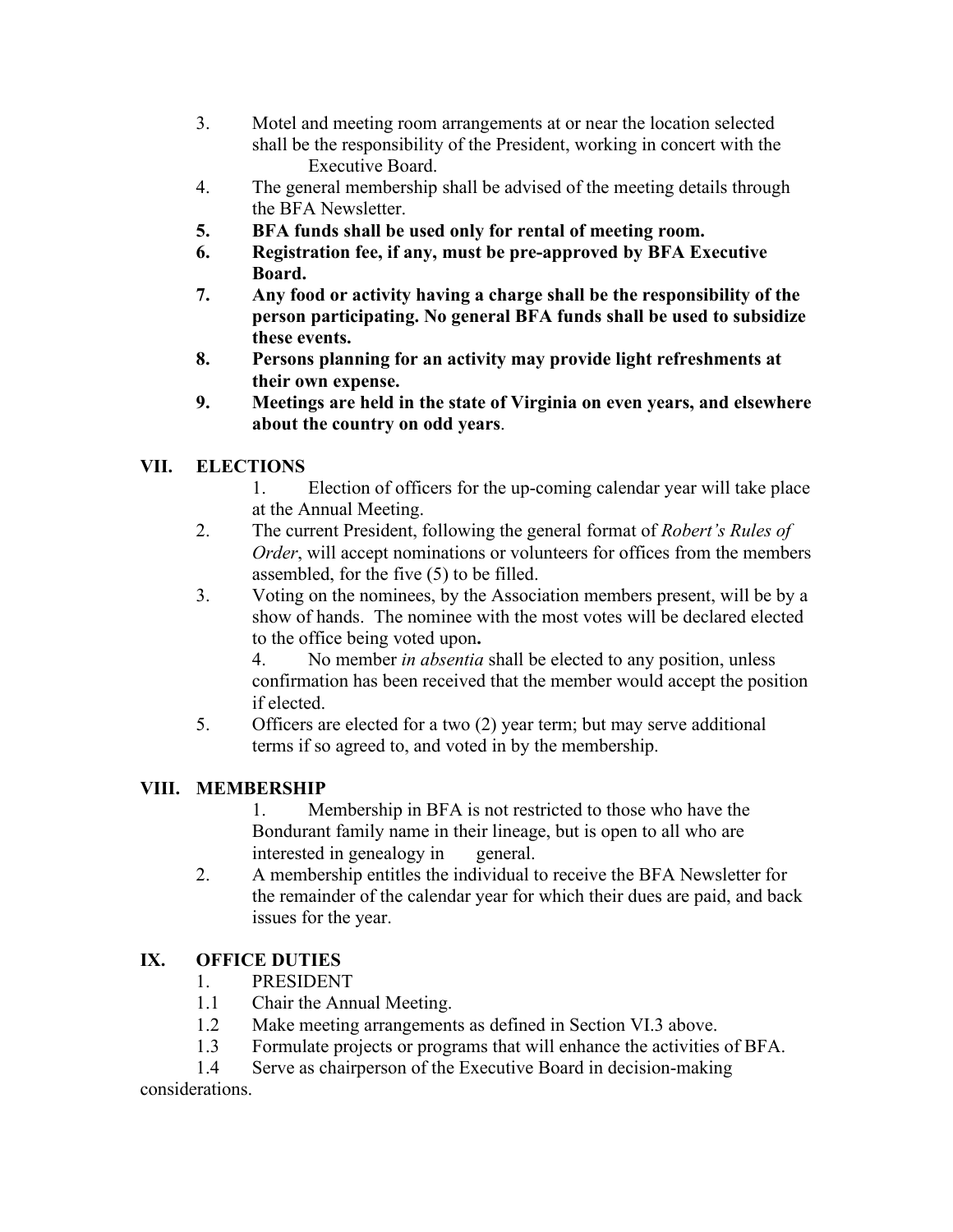3. Motel and meeting room arrangements at or near the location selected shall be the responsibility of the President, working in concert with the Executive Board.
4. The general membership shall be advised of the meeting details through the BFA Newsletter.
5. **BFA funds shall be used only for rental of meeting room.**
6. **Registration fee, if any, must be pre-approved by BFA Executive Board.**
7. **Any food or activity having a charge shall be the responsibility of the person participating. No general BFA funds shall be used to subsidize these events.**
8. **Persons planning for an activity may provide light refreshments at their own expense.**
9. **Meetings are held in the state of Virginia on even years, and elsewhere about the country on odd years**.

## VII. ELECTIONS

1. Election of officers for the up-coming calendar year will take place at the Annual Meeting.
2. The current President, following the general format of *Robert's Rules of Order*, will accept nominations or volunteers for offices from the members assembled, for the five (5) to be filled.
3. Voting on the nominees, by the Association members present, will be by a show of hands. The nominee with the most votes will be declared elected to the office being voted upon**.**
4. No member *in absentia* shall be elected to any position, unless confirmation has been received that the member would accept the position if elected.
5. Officers are elected for a two (2) year term; but may serve additional terms if so agreed to, and voted in by the membership.

## VIII. MEMBERSHIP

1. Membership in BFA is not restricted to those who have the Bondurant family name in their lineage, but is open to all who are interested in genealogy in general.
2. A membership entitles the individual to receive the BFA Newsletter for the remainder of the calendar year for which their dues are paid, and back issues for the year.

## IX. OFFICE DUTIES

1. PRESIDENT

1.1 Chair the Annual Meeting.

1.2 Make meeting arrangements as defined in Section VI.3 above.

1.3 Formulate projects or programs that will enhance the activities of BFA.

1.4 Serve as chairperson of the Executive Board in decision-making considerations.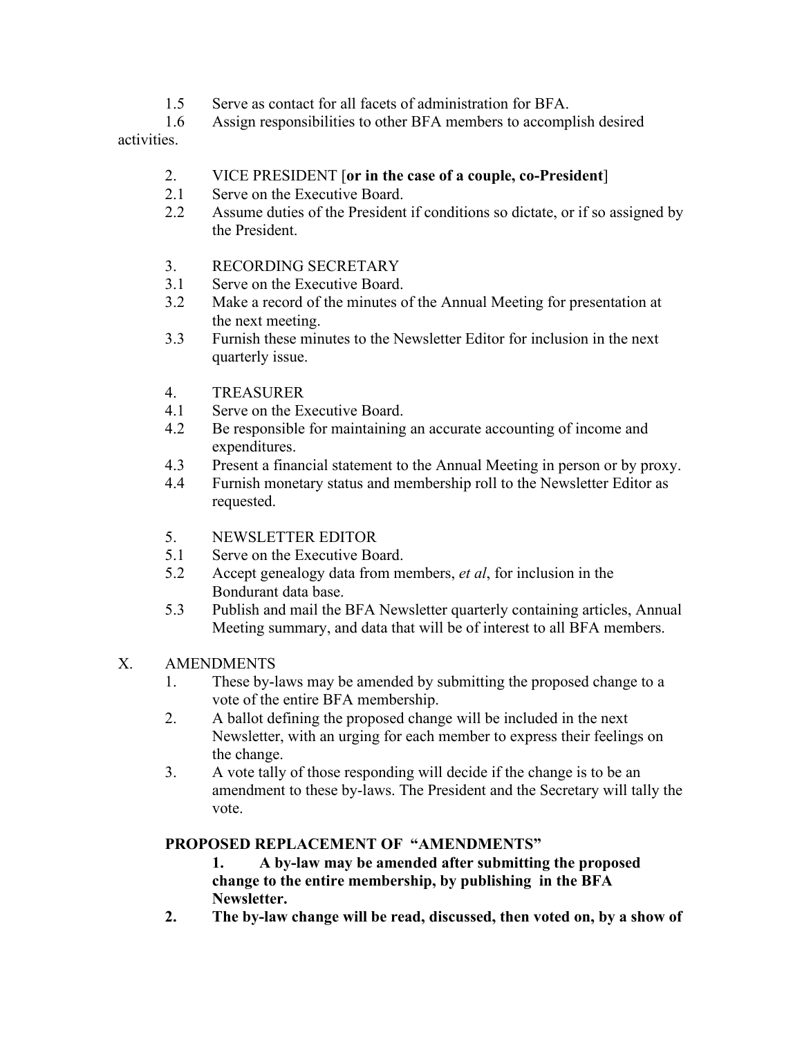1.5 Serve as contact for all facets of administration for BFA.

1.6 Assign responsibilities to other BFA members to accomplish desired activities.

2. VICE PRESIDENT [**or in the case of a couple, co-President**]

2.1 Serve on the Executive Board.

2.2 Assume duties of the President if conditions so dictate, or if so assigned by the President.

3. RECORDING SECRETARY

3.1 Serve on the Executive Board.

3.2 Make a record of the minutes of the Annual Meeting for presentation at the next meeting.

3.3 Furnish these minutes to the Newsletter Editor for inclusion in the next quarterly issue.

4. TREASURER

4.1 Serve on the Executive Board.

4.2 Be responsible for maintaining an accurate accounting of income and expenditures.

4.3 Present a financial statement to the Annual Meeting in person or by proxy.

4.4 Furnish monetary status and membership roll to the Newsletter Editor as requested.

5. NEWSLETTER EDITOR

5.1 Serve on the Executive Board.

5.2 Accept genealogy data from members, *et al*, for inclusion in the Bondurant data base.

5.3 Publish and mail the BFA Newsletter quarterly containing articles, Annual Meeting summary, and data that will be of interest to all BFA members.

X. AMENDMENTS

1. These by-laws may be amended by submitting the proposed change to a vote of the entire BFA membership.
2. A ballot defining the proposed change will be included in the next Newsletter, with an urging for each member to express their feelings on the change.
3. A vote tally of those responding will decide if the change is to be an amendment to these by-laws. The President and the Secretary will tally the vote.

**PROPOSED REPLACEMENT OF "AMENDMENTS"**

**1. A by-law may be amended after submitting the proposed change to the entire membership, by publishing in the BFA Newsletter.**

**2. The by-law change will be read, discussed, then voted on, by a show of**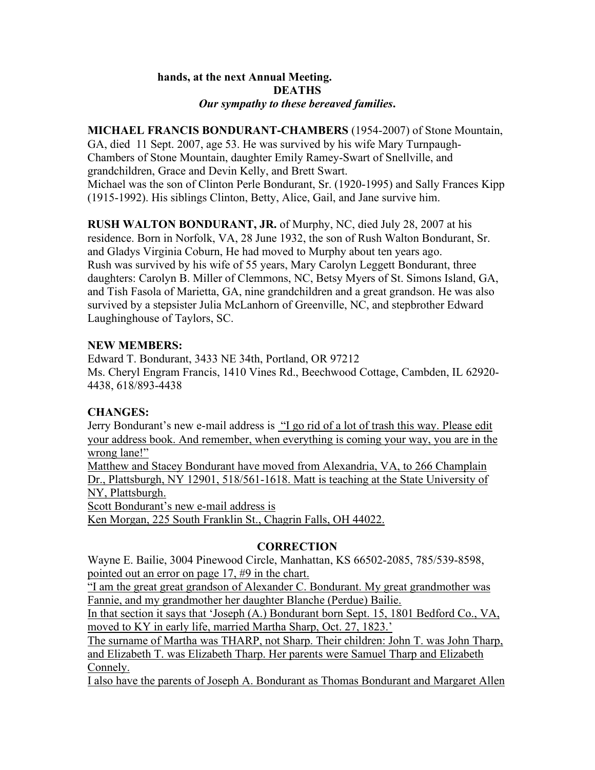**hands, at the next Annual Meeting.**

## DEATHS

***Our sympathy to these bereaved families.***

**MICHAEL FRANCIS BONDURANT-CHAMBERS** (1954-2007) of Stone Mountain, GA, died 11 Sept. 2007, age 53. He was survived by his wife Mary Turnpaugh-Chambers of Stone Mountain, daughter Emily Ramey-Swart of Snellville, and grandchildren, Grace and Devin Kelly, and Brett Swart.
Michael was the son of Clinton Perle Bondurant, Sr. (1920-1995) and Sally Frances Kipp (1915-1992). His siblings Clinton, Betty, Alice, Gail, and Jane survive him.

**RUSH WALTON BONDURANT, JR.** of Murphy, NC, died July 28, 2007 at his residence. Born in Norfolk, VA, 28 June 1932, the son of Rush Walton Bondurant, Sr. and Gladys Virginia Coburn, He had moved to Murphy about ten years ago.
Rush was survived by his wife of 55 years, Mary Carolyn Leggett Bondurant, three daughters: Carolyn B. Miller of Clemmons, NC, Betsy Myers of St. Simons Island, GA, and Tish Fasola of Marietta, GA, nine grandchildren and a great grandson. He was also survived by a stepsister Julia McLanhorn of Greenville, NC, and stepbrother Edward Laughinghouse of Taylors, SC.

**NEW MEMBERS:**
Edward T. Bondurant, 3433 NE 34th, Portland, OR 97212
Ms. Cheryl Engram Francis, 1410 Vines Rd., Beechwood Cottage, Cambden, IL 62920-4438, 618/893-4438

**CHANGES:**
Jerry Bondurant's new e-mail address is "I go rid of a lot of trash this way. Please edit your address book. And remember, when everything is coming your way, you are in the wrong lane!"
Matthew and Stacey Bondurant have moved from Alexandria, VA, to 266 Champlain Dr., Plattsburgh, NY 12901, 518/561-1618. Matt is teaching at the State University of NY, Plattsburgh.
Scott Bondurant's new e-mail address is
Ken Morgan, 225 South Franklin St., Chagrin Falls, OH 44022.

## CORRECTION

Wayne E. Bailie, 3004 Pinewood Circle, Manhattan, KS 66502-2085, 785/539-8598, pointed out an error on page 17, #9 in the chart.
"I am the great great grandson of Alexander C. Bondurant. My great grandmother was Fannie, and my grandmother her daughter Blanche (Perdue) Bailie.
In that section it says that 'Joseph (A.) Bondurant born Sept. 15, 1801 Bedford Co., VA, moved to KY in early life, married Martha Sharp, Oct. 27, 1823.'
The surname of Martha was THARP, not Sharp. Their children: John T. was John Tharp, and Elizabeth T. was Elizabeth Tharp. Her parents were Samuel Tharp and Elizabeth Connely.
I also have the parents of Joseph A. Bondurant as Thomas Bondurant and Margaret Allen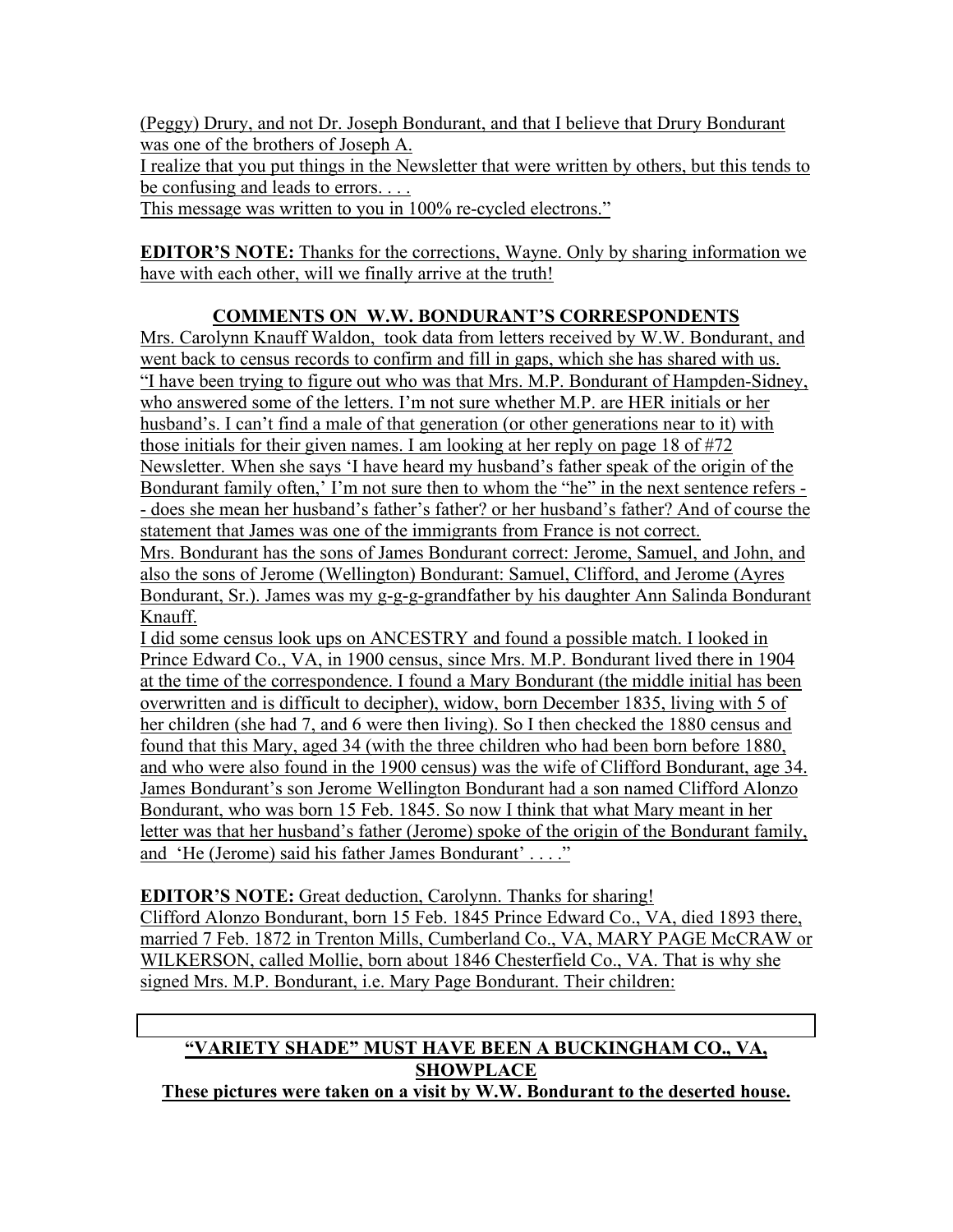(Peggy) Drury, and not Dr. Joseph Bondurant, and that I believe that Drury Bondurant was one of the brothers of Joseph A.

I realize that you put things in the Newsletter that were written by others, but this tends to be confusing and leads to errors. . . .

This message was written to you in 100% re-cycled electrons."

**EDITOR'S NOTE:** Thanks for the corrections, Wayne. Only by sharing information we have with each other, will we finally arrive at the truth!

## COMMENTS ON W.W. BONDURANT'S CORRESPONDENTS

Mrs. Carolynn Knauff Waldon, took data from letters received by W.W. Bondurant, and went back to census records to confirm and fill in gaps, which she has shared with us. "I have been trying to figure out who was that Mrs. M.P. Bondurant of Hampden-Sidney, who answered some of the letters. I'm not sure whether M.P. are HER initials or her husband's. I can't find a male of that generation (or other generations near to it) with those initials for their given names. I am looking at her reply on page 18 of #72 Newsletter. When she says 'I have heard my husband's father speak of the origin of the Bondurant family often,' I'm not sure then to whom the "he" in the next sentence refers - - does she mean her husband's father's father? or her husband's father? And of course the statement that James was one of the immigrants from France is not correct.

Mrs. Bondurant has the sons of James Bondurant correct: Jerome, Samuel, and John, and also the sons of Jerome (Wellington) Bondurant: Samuel, Clifford, and Jerome (Ayres Bondurant, Sr.). James was my g-g-g-grandfather by his daughter Ann Salinda Bondurant Knauff.

I did some census look ups on ANCESTRY and found a possible match. I looked in Prince Edward Co., VA, in 1900 census, since Mrs. M.P. Bondurant lived there in 1904 at the time of the correspondence. I found a Mary Bondurant (the middle initial has been overwritten and is difficult to decipher), widow, born December 1835, living with 5 of her children (she had 7, and 6 were then living). So I then checked the 1880 census and found that this Mary, aged 34 (with the three children who had been born before 1880, and who were also found in the 1900 census) was the wife of Clifford Bondurant, age 34. James Bondurant's son Jerome Wellington Bondurant had a son named Clifford Alonzo Bondurant, who was born 15 Feb. 1845. So now I think that what Mary meant in her letter was that her husband's father (Jerome) spoke of the origin of the Bondurant family, and 'He (Jerome) said his father James Bondurant' . . . ."

**EDITOR'S NOTE:** Great deduction, Carolynn. Thanks for sharing!

Clifford Alonzo Bondurant, born 15 Feb. 1845 Prince Edward Co., VA, died 1893 there, married 7 Feb. 1872 in Trenton Mills, Cumberland Co., VA, MARY PAGE McCRAW or WILKERSON, called Mollie, born about 1846 Chesterfield Co., VA. That is why she signed Mrs. M.P. Bondurant, i.e. Mary Page Bondurant. Their children:

## "VARIETY SHADE" MUST HAVE BEEN A BUCKINGHAM CO., VA, SHOWPLACE

**These pictures were taken on a visit by W.W. Bondurant to the deserted house.**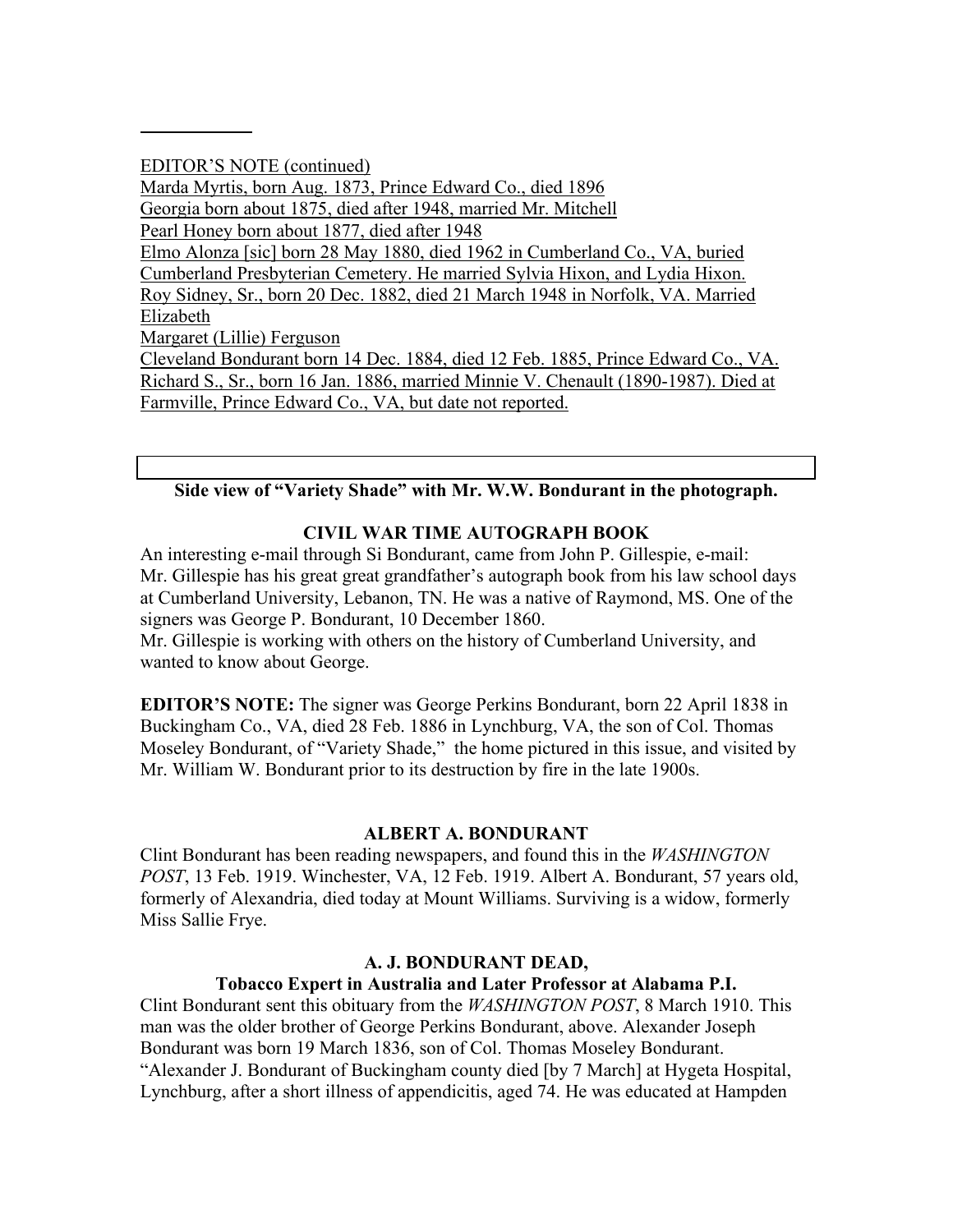EDITOR'S NOTE (continued)

Marda Myrtis, born Aug. 1873, Prince Edward Co., died 1896
Georgia born about 1875, died after 1948, married Mr. Mitchell
Pearl Honey born about 1877, died after 1948
Elmo Alonza [sic] born 28 May 1880, died 1962 in Cumberland Co., VA, buried Cumberland Presbyterian Cemetery. He married Sylvia Hixon, and Lydia Hixon.
Roy Sidney, Sr., born 20 Dec. 1882, died 21 March 1948 in Norfolk, VA. Married Elizabeth
Margaret (Lillie) Ferguson
Cleveland Bondurant born 14 Dec. 1884, died 12 Feb. 1885, Prince Edward Co., VA.
Richard S., Sr., born 16 Jan. 1886, married Minnie V. Chenault (1890-1987). Died at Farmville, Prince Edward Co., VA, but date not reported.

**Side view of "Variety Shade" with Mr. W.W. Bondurant in the photograph.**

## CIVIL WAR TIME AUTOGRAPH BOOK

An interesting e-mail through Si Bondurant, came from John P. Gillespie, e-mail:
Mr. Gillespie has his great great grandfather's autograph book from his law school days at Cumberland University, Lebanon, TN. He was a native of Raymond, MS. One of the signers was George P. Bondurant, 10 December 1860.
Mr. Gillespie is working with others on the history of Cumberland University, and wanted to know about George.

**EDITOR'S NOTE:** The signer was George Perkins Bondurant, born 22 April 1838 in Buckingham Co., VA, died 28 Feb. 1886 in Lynchburg, VA, the son of Col. Thomas Moseley Bondurant, of "Variety Shade," the home pictured in this issue, and visited by Mr. William W. Bondurant prior to its destruction by fire in the late 1900s.

## ALBERT A. BONDURANT

Clint Bondurant has been reading newspapers, and found this in the *WASHINGTON POST*, 13 Feb. 1919. Winchester, VA, 12 Feb. 1919. Albert A. Bondurant, 57 years old, formerly of Alexandria, died today at Mount Williams. Surviving is a widow, formerly Miss Sallie Frye.

## A. J. BONDURANT DEAD,
### Tobacco Expert in Australia and Later Professor at Alabama P.I.

Clint Bondurant sent this obituary from the *WASHINGTON POST*, 8 March 1910. This man was the older brother of George Perkins Bondurant, above. Alexander Joseph Bondurant was born 19 March 1836, son of Col. Thomas Moseley Bondurant.
"Alexander J. Bondurant of Buckingham county died [by 7 March] at Hygeta Hospital, Lynchburg, after a short illness of appendicitis, aged 74. He was educated at Hampden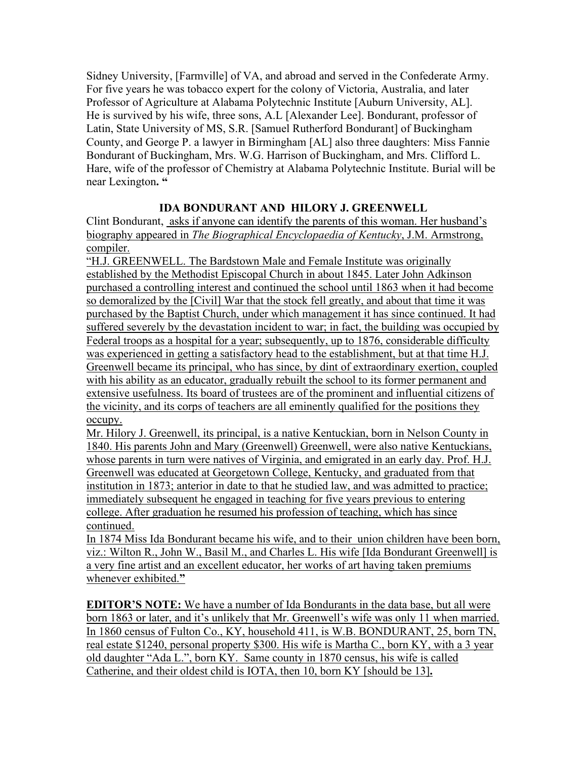Sidney University, [Farmville] of VA, and abroad and served in the Confederate Army. For five years he was tobacco expert for the colony of Victoria, Australia, and later Professor of Agriculture at Alabama Polytechnic Institute [Auburn University, AL]. He is survived by his wife, three sons, A.L [Alexander Lee]. Bondurant, professor of Latin, State University of MS, S.R. [Samuel Rutherford Bondurant] of Buckingham County, and George P. a lawyer in Birmingham [AL] also three daughters: Miss Fannie Bondurant of Buckingham, Mrs. W.G. Harrison of Buckingham, and Mrs. Clifford L. Hare, wife of the professor of Chemistry at Alabama Polytechnic Institute. Burial will be near Lexington**. "**

### IDA BONDURANT AND HILORY J. GREENWELL

Clint Bondurant, asks if anyone can identify the parents of this woman. Her husband's biography appeared in *The Biographical Encyclopaedia of Kentucky*, J.M. Armstrong, compiler.

"H.J. GREENWELL. The Bardstown Male and Female Institute was originally established by the Methodist Episcopal Church in about 1845. Later John Adkinson purchased a controlling interest and continued the school until 1863 when it had become so demoralized by the [Civil] War that the stock fell greatly, and about that time it was purchased by the Baptist Church, under which management it has since continued. It had suffered severely by the devastation incident to war; in fact, the building was occupied by Federal troops as a hospital for a year; subsequently, up to 1876, considerable difficulty was experienced in getting a satisfactory head to the establishment, but at that time H.J. Greenwell became its principal, who has since, by dint of extraordinary exertion, coupled with his ability as an educator, gradually rebuilt the school to its former permanent and extensive usefulness. Its board of trustees are of the prominent and influential citizens of the vicinity, and its corps of teachers are all eminently qualified for the positions they occupy.

Mr. Hilory J. Greenwell, its principal, is a native Kentuckian, born in Nelson County in 1840. His parents John and Mary (Greenwell) Greenwell, were also native Kentuckians, whose parents in turn were natives of Virginia, and emigrated in an early day. Prof. H.J. Greenwell was educated at Georgetown College, Kentucky, and graduated from that institution in 1873; anterior in date to that he studied law, and was admitted to practice; immediately subsequent he engaged in teaching for five years previous to entering college. After graduation he resumed his profession of teaching, which has since continued.

In 1874 Miss Ida Bondurant became his wife, and to their union children have been born, viz.: Wilton R., John W., Basil M., and Charles L. His wife [Ida Bondurant Greenwell] is a very fine artist and an excellent educator, her works of art having taken premiums whenever exhibited.**"**

**EDITOR'S NOTE:** We have a number of Ida Bondurants in the data base, but all were born 1863 or later, and it's unlikely that Mr. Greenwell's wife was only 11 when married. In 1860 census of Fulton Co., KY, household 411, is W.B. BONDURANT, 25, born TN, real estate $1240, personal property $300. His wife is Martha C., born KY, with a 3 year old daughter "Ada L.", born KY. Same county in 1870 census, his wife is called Catherine, and their oldest child is IOTA, then 10, born KY [should be 13]**.**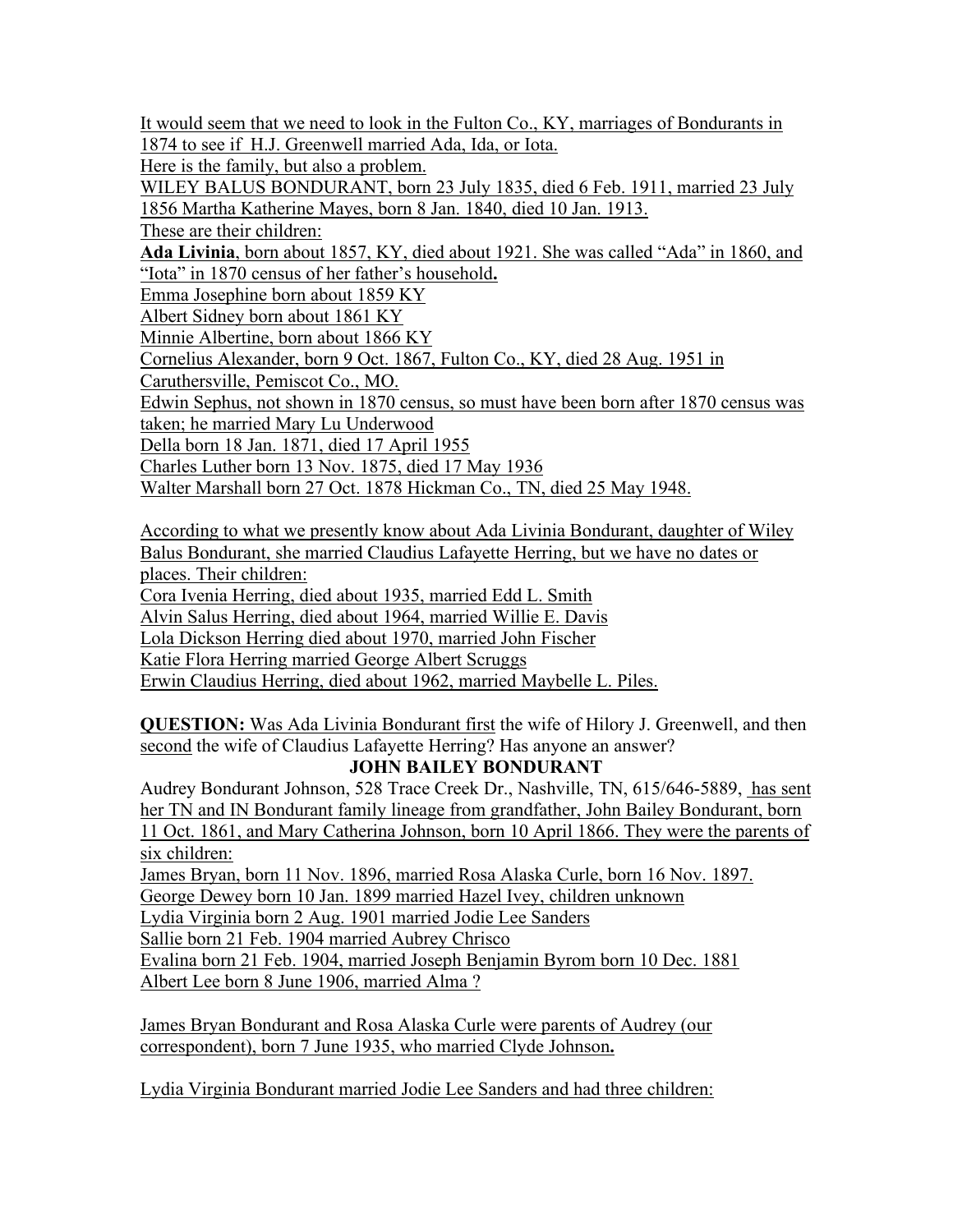It would seem that we need to look in the Fulton Co., KY, marriages of Bondurants in 1874 to see if H.J. Greenwell married Ada, Ida, or Iota.

Here is the family, but also a problem.

WILEY BALUS BONDURANT, born 23 July 1835, died 6 Feb. 1911, married 23 July 1856 Martha Katherine Mayes, born 8 Jan. 1840, died 10 Jan. 1913.

These are their children:

**Ada Livinia**, born about 1857, KY, died about 1921. She was called "Ada" in 1860, and "Iota" in 1870 census of her father's household**.**

Emma Josephine born about 1859 KY

Albert Sidney born about 1861 KY

Minnie Albertine, born about 1866 KY

Cornelius Alexander, born 9 Oct. 1867, Fulton Co., KY, died 28 Aug. 1951 in Caruthersville, Pemiscot Co., MO.

Edwin Sephus, not shown in 1870 census, so must have been born after 1870 census was taken; he married Mary Lu Underwood

Della born 18 Jan. 1871, died 17 April 1955

Charles Luther born 13 Nov. 1875, died 17 May 1936

Walter Marshall born 27 Oct. 1878 Hickman Co., TN, died 25 May 1948.

According to what we presently know about Ada Livinia Bondurant, daughter of Wiley Balus Bondurant, she married Claudius Lafayette Herring, but we have no dates or places. Their children:

Cora Ivenia Herring, died about 1935, married Edd L. Smith

Alvin Salus Herring, died about 1964, married Willie E. Davis

Lola Dickson Herring died about 1970, married John Fischer

Katie Flora Herring married George Albert Scruggs

Erwin Claudius Herring, died about 1962, married Maybelle L. Piles.

**QUESTION:** Was Ada Livinia Bondurant first the wife of Hilory J. Greenwell, and then second the wife of Claudius Lafayette Herring? Has anyone an answer?

## JOHN BAILEY BONDURANT

Audrey Bondurant Johnson, 528 Trace Creek Dr., Nashville, TN, 615/646-5889, has sent her TN and IN Bondurant family lineage from grandfather, John Bailey Bondurant, born 11 Oct. 1861, and Mary Catherina Johnson, born 10 April 1866. They were the parents of six children:

James Bryan, born 11 Nov. 1896, married Rosa Alaska Curle, born 16 Nov. 1897.

George Dewey born 10 Jan. 1899 married Hazel Ivey, children unknown

Lydia Virginia born 2 Aug. 1901 married Jodie Lee Sanders

Sallie born 21 Feb. 1904 married Aubrey Chrisco

Evalina born 21 Feb. 1904, married Joseph Benjamin Byrom born 10 Dec. 1881

Albert Lee born 8 June 1906, married Alma ?

James Bryan Bondurant and Rosa Alaska Curle were parents of Audrey (our correspondent), born 7 June 1935, who married Clyde Johnson**.**

Lydia Virginia Bondurant married Jodie Lee Sanders and had three children: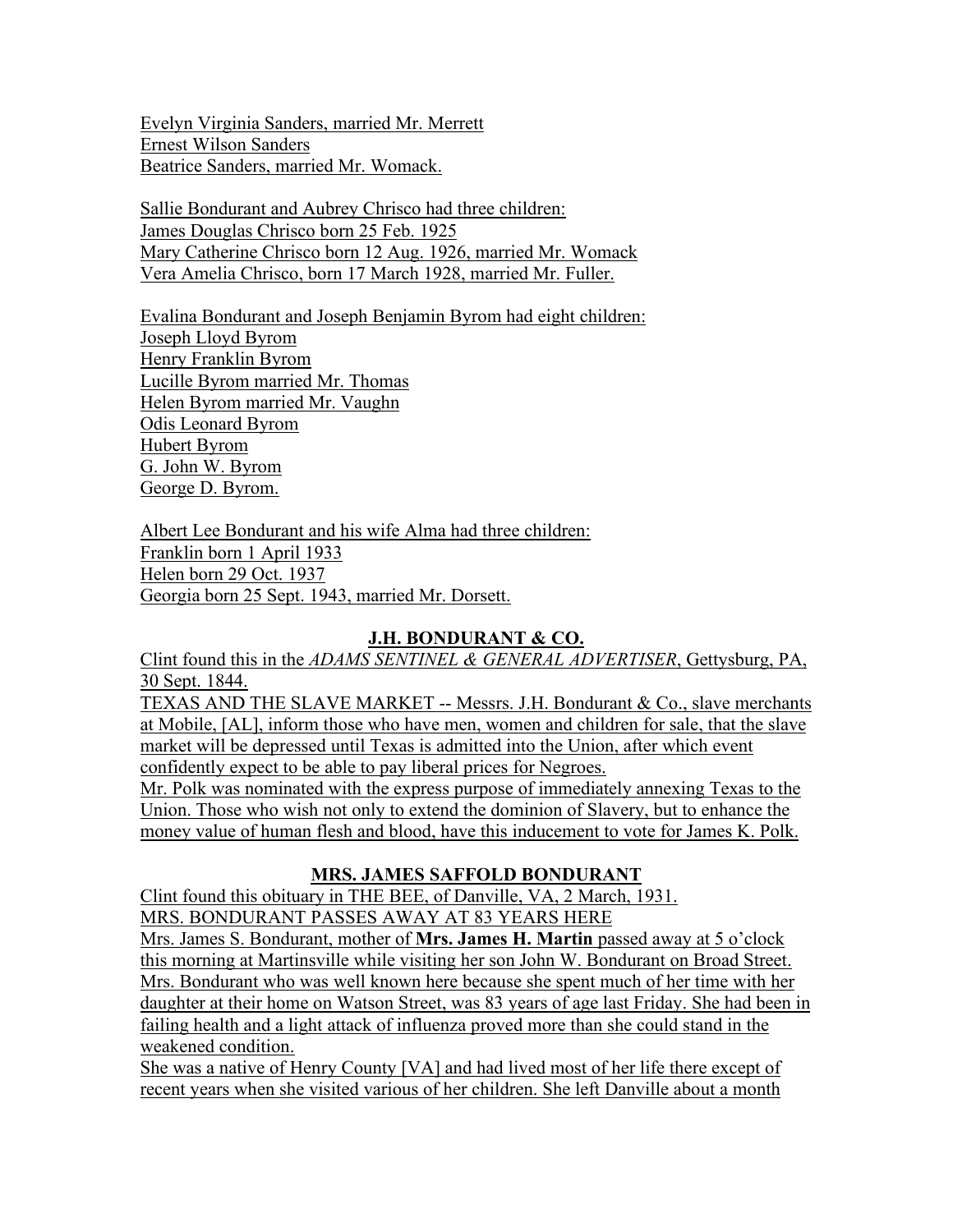Evelyn Virginia Sanders, married Mr. Merrett
Ernest Wilson Sanders
Beatrice Sanders, married Mr. Womack.

Sallie Bondurant and Aubrey Chrisco had three children:
James Douglas Chrisco born 25 Feb. 1925
Mary Catherine Chrisco born 12 Aug. 1926, married Mr. Womack
Vera Amelia Chrisco, born 17 March 1928, married Mr. Fuller.

Evalina Bondurant and Joseph Benjamin Byrom had eight children:
Joseph Lloyd Byrom
Henry Franklin Byrom
Lucille Byrom married Mr. Thomas
Helen Byrom married Mr. Vaughn
Odis Leonard Byrom
Hubert Byrom
G. John W. Byrom
George D. Byrom.

Albert Lee Bondurant and his wife Alma had three children:
Franklin born 1 April 1933
Helen born 29 Oct. 1937
Georgia born 25 Sept. 1943, married Mr. Dorsett.

## J.H. BONDURANT & CO.

Clint found this in the *ADAMS SENTINEL & GENERAL ADVERTISER*, Gettysburg, PA, 30 Sept. 1844.
TEXAS AND THE SLAVE MARKET -- Messrs. J.H. Bondurant & Co., slave merchants at Mobile, [AL], inform those who have men, women and children for sale, that the slave market will be depressed until Texas is admitted into the Union, after which event confidently expect to be able to pay liberal prices for Negroes.
Mr. Polk was nominated with the express purpose of immediately annexing Texas to the Union. Those who wish not only to extend the dominion of Slavery, but to enhance the money value of human flesh and blood, have this inducement to vote for James K. Polk.

## MRS. JAMES SAFFOLD BONDURANT

Clint found this obituary in THE BEE, of Danville, VA, 2 March, 1931.
MRS. BONDURANT PASSES AWAY AT 83 YEARS HERE
Mrs. James S. Bondurant, mother of **Mrs. James H. Martin** passed away at 5 o'clock this morning at Martinsville while visiting her son John W. Bondurant on Broad Street. Mrs. Bondurant who was well known here because she spent much of her time with her daughter at their home on Watson Street, was 83 years of age last Friday. She had been in failing health and a light attack of influenza proved more than she could stand in the weakened condition.
She was a native of Henry County [VA] and had lived most of her life there except of recent years when she visited various of her children. She left Danville about a month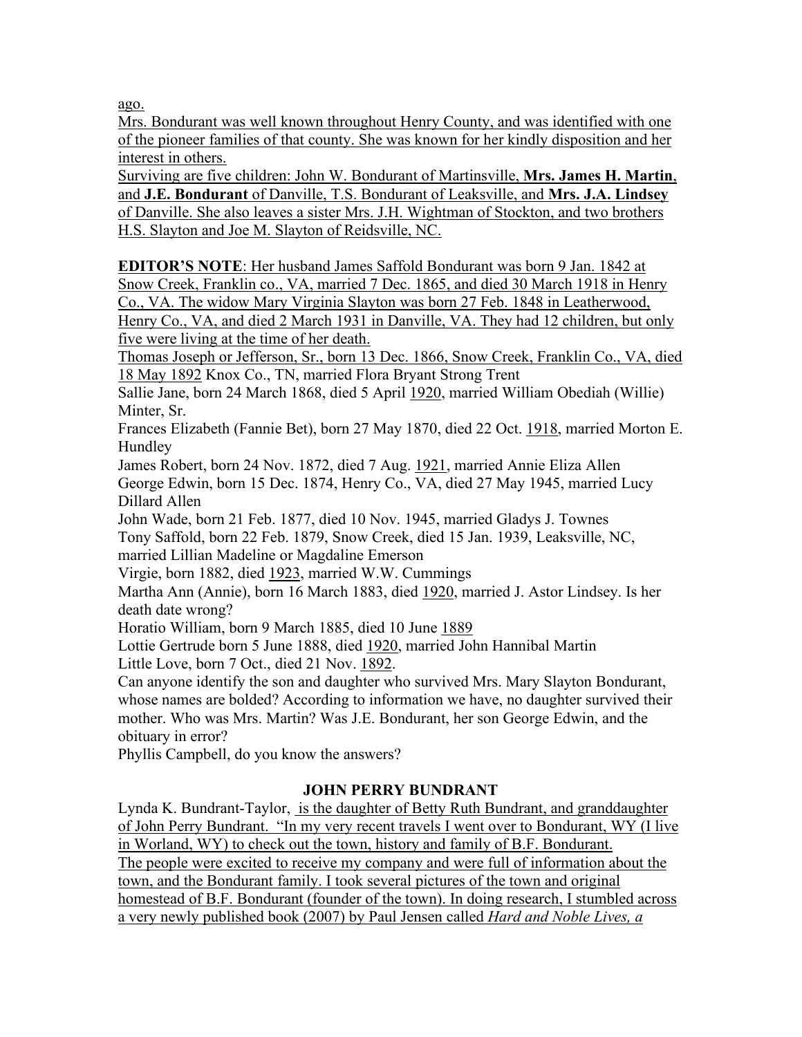ago.
Mrs. Bondurant was well known throughout Henry County, and was identified with one of the pioneer families of that county. She was known for her kindly disposition and her interest in others.
Surviving are five children: John W. Bondurant of Martinsville, **Mrs. James H. Martin**, and **J.E. Bondurant** of Danville, T.S. Bondurant of Leaksville, and **Mrs. J.A. Lindsey** of Danville. She also leaves a sister Mrs. J.H. Wightman of Stockton, and two brothers H.S. Slayton and Joe M. Slayton of Reidsville, NC.

**EDITOR'S NOTE**: Her husband James Saffold Bondurant was born 9 Jan. 1842 at Snow Creek, Franklin co., VA, married 7 Dec. 1865, and died 30 March 1918 in Henry Co., VA. The widow Mary Virginia Slayton was born 27 Feb. 1848 in Leatherwood, Henry Co., VA, and died 2 March 1931 in Danville, VA. They had 12 children, but only five were living at the time of her death.
Thomas Joseph or Jefferson, Sr., born 13 Dec. 1866, Snow Creek, Franklin Co., VA, died 18 May 1892 Knox Co., TN, married Flora Bryant Strong Trent
Sallie Jane, born 24 March 1868, died 5 April 1920, married William Obediah (Willie) Minter, Sr.
Frances Elizabeth (Fannie Bet), born 27 May 1870, died 22 Oct. 1918, married Morton E. Hundley
James Robert, born 24 Nov. 1872, died 7 Aug. 1921, married Annie Eliza Allen
George Edwin, born 15 Dec. 1874, Henry Co., VA, died 27 May 1945, married Lucy Dillard Allen
John Wade, born 21 Feb. 1877, died 10 Nov. 1945, married Gladys J. Townes
Tony Saffold, born 22 Feb. 1879, Snow Creek, died 15 Jan. 1939, Leaksville, NC, married Lillian Madeline or Magdaline Emerson
Virgie, born 1882, died 1923, married W.W. Cummings
Martha Ann (Annie), born 16 March 1883, died 1920, married J. Astor Lindsey. Is her death date wrong?
Horatio William, born 9 March 1885, died 10 June 1889
Lottie Gertrude born 5 June 1888, died 1920, married John Hannibal Martin
Little Love, born 7 Oct., died 21 Nov. 1892.
Can anyone identify the son and daughter who survived Mrs. Mary Slayton Bondurant, whose names are bolded? According to information we have, no daughter survived their mother. Who was Mrs. Martin? Was J.E. Bondurant, her son George Edwin, and the obituary in error?
Phyllis Campbell, do you know the answers?

### JOHN PERRY BUNDRANT

Lynda K. Bundrant-Taylor, is the daughter of Betty Ruth Bundrant, and granddaughter of John Perry Bundrant. "In my very recent travels I went over to Bondurant, WY (I live in Worland, WY) to check out the town, history and family of B.F. Bondurant.
The people were excited to receive my company and were full of information about the town, and the Bondurant family. I took several pictures of the town and original homestead of B.F. Bondurant (founder of the town). In doing research, I stumbled across a very newly published book (2007) by Paul Jensen called *Hard and Noble Lives, a*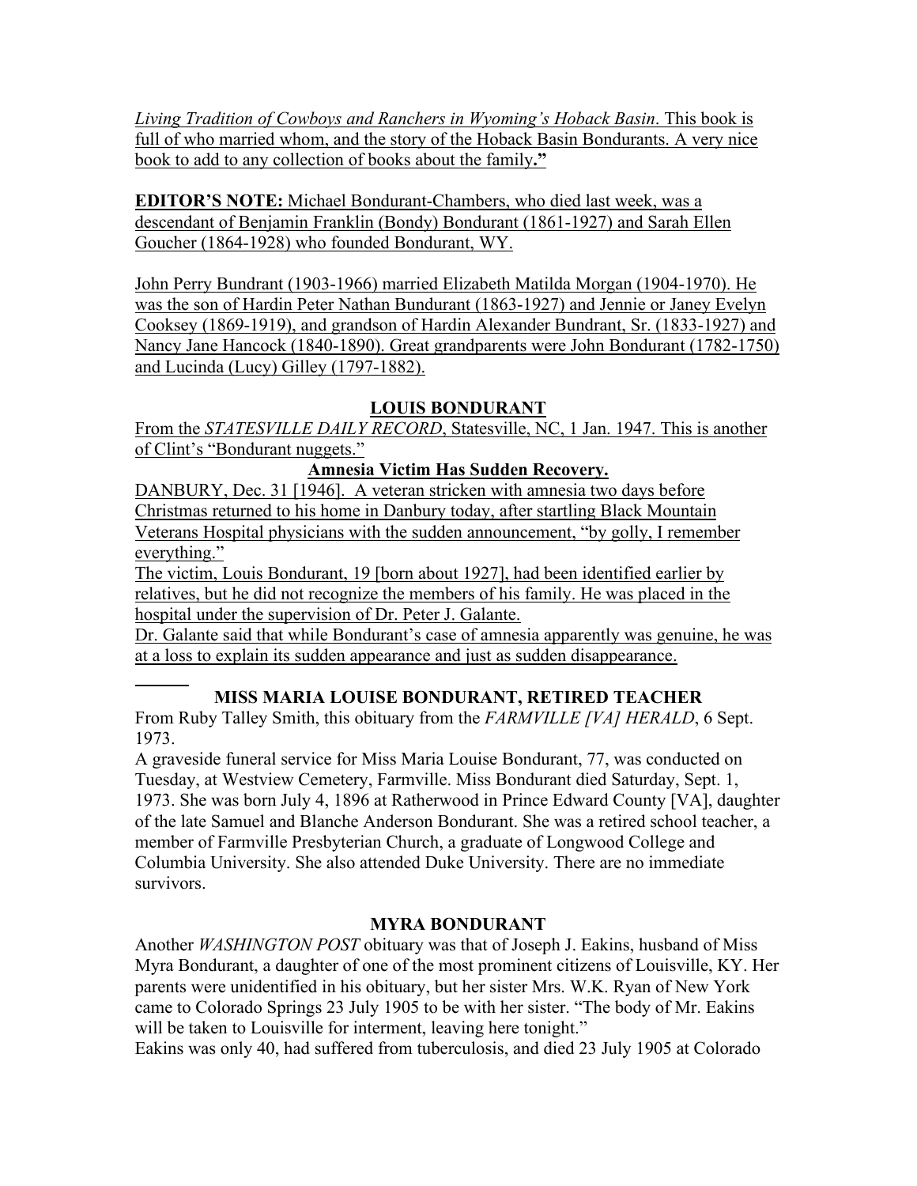*Living Tradition of Cowboys and Ranchers in Wyoming's Hoback Basin*. This book is full of who married whom, and the story of the Hoback Basin Bondurants. A very nice book to add to any collection of books about the family**."**

**EDITOR'S NOTE:** Michael Bondurant-Chambers, who died last week, was a descendant of Benjamin Franklin (Bondy) Bondurant (1861-1927) and Sarah Ellen Goucher (1864-1928) who founded Bondurant, WY.

John Perry Bundrant (1903-1966) married Elizabeth Matilda Morgan (1904-1970). He was the son of Hardin Peter Nathan Bundurant (1863-1927) and Jennie or Janey Evelyn Cooksey (1869-1919), and grandson of Hardin Alexander Bundrant, Sr. (1833-1927) and Nancy Jane Hancock (1840-1890). Great grandparents were John Bondurant (1782-1750) and Lucinda (Lucy) Gilley (1797-1882).

## LOUIS BONDURANT

From the *STATESVILLE DAILY RECORD*, Statesville, NC, 1 Jan. 1947. This is another of Clint's "Bondurant nuggets."

**Amnesia Victim Has Sudden Recovery.**

DANBURY, Dec. 31 [1946]. A veteran stricken with amnesia two days before Christmas returned to his home in Danbury today, after startling Black Mountain Veterans Hospital physicians with the sudden announcement, "by golly, I remember everything."

The victim, Louis Bondurant, 19 [born about 1927], had been identified earlier by relatives, but he did not recognize the members of his family. He was placed in the hospital under the supervision of Dr. Peter J. Galante.

Dr. Galante said that while Bondurant's case of amnesia apparently was genuine, he was at a loss to explain its sudden appearance and just as sudden disappearance.

---

## MISS MARIA LOUISE BONDURANT, RETIRED TEACHER

From Ruby Talley Smith, this obituary from the *FARMVILLE [VA] HERALD*, 6 Sept. 1973.

A graveside funeral service for Miss Maria Louise Bondurant, 77, was conducted on Tuesday, at Westview Cemetery, Farmville. Miss Bondurant died Saturday, Sept. 1, 1973. She was born July 4, 1896 at Ratherwood in Prince Edward County [VA], daughter of the late Samuel and Blanche Anderson Bondurant. She was a retired school teacher, a member of Farmville Presbyterian Church, a graduate of Longwood College and Columbia University. She also attended Duke University. There are no immediate survivors.

## MYRA BONDURANT

Another *WASHINGTON POST* obituary was that of Joseph J. Eakins, husband of Miss Myra Bondurant, a daughter of one of the most prominent citizens of Louisville, KY. Her parents were unidentified in his obituary, but her sister Mrs. W.K. Ryan of New York came to Colorado Springs 23 July 1905 to be with her sister. "The body of Mr. Eakins will be taken to Louisville for interment, leaving here tonight."

Eakins was only 40, had suffered from tuberculosis, and died 23 July 1905 at Colorado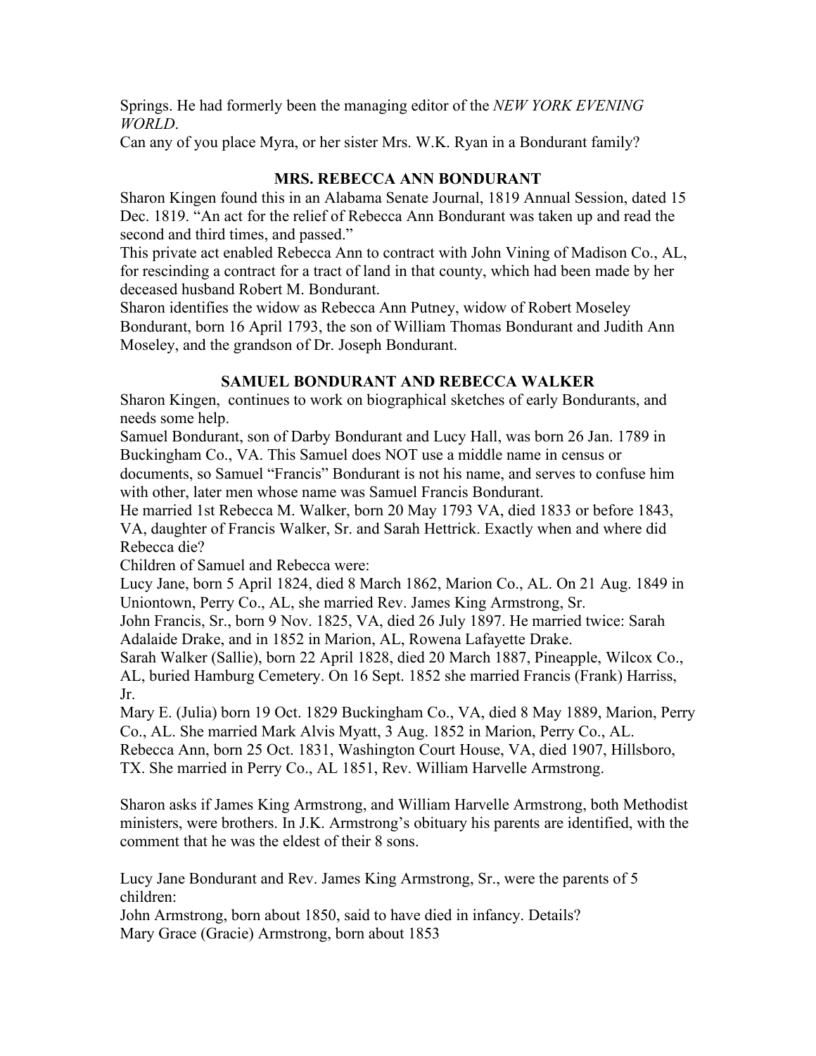Springs. He had formerly been the managing editor of the *NEW YORK EVENING WORLD*.
Can any of you place Myra, or her sister Mrs. W.K. Ryan in a Bondurant family?

## MRS. REBECCA ANN BONDURANT

Sharon Kingen found this in an Alabama Senate Journal, 1819 Annual Session, dated 15 Dec. 1819. "An act for the relief of Rebecca Ann Bondurant was taken up and read the second and third times, and passed."
This private act enabled Rebecca Ann to contract with John Vining of Madison Co., AL, for rescinding a contract for a tract of land in that county, which had been made by her deceased husband Robert M. Bondurant.
Sharon identifies the widow as Rebecca Ann Putney, widow of Robert Moseley Bondurant, born 16 April 1793, the son of William Thomas Bondurant and Judith Ann Moseley, and the grandson of Dr. Joseph Bondurant.

## SAMUEL BONDURANT AND REBECCA WALKER

Sharon Kingen, continues to work on biographical sketches of early Bondurants, and needs some help.
Samuel Bondurant, son of Darby Bondurant and Lucy Hall, was born 26 Jan. 1789 in Buckingham Co., VA. This Samuel does NOT use a middle name in census or documents, so Samuel "Francis" Bondurant is not his name, and serves to confuse him with other, later men whose name was Samuel Francis Bondurant.
He married 1st Rebecca M. Walker, born 20 May 1793 VA, died 1833 or before 1843, VA, daughter of Francis Walker, Sr. and Sarah Hettrick. Exactly when and where did Rebecca die?
Children of Samuel and Rebecca were:
Lucy Jane, born 5 April 1824, died 8 March 1862, Marion Co., AL. On 21 Aug. 1849 in Uniontown, Perry Co., AL, she married Rev. James King Armstrong, Sr.
John Francis, Sr., born 9 Nov. 1825, VA, died 26 July 1897. He married twice: Sarah Adalaide Drake, and in 1852 in Marion, AL, Rowena Lafayette Drake.
Sarah Walker (Sallie), born 22 April 1828, died 20 March 1887, Pineapple, Wilcox Co., AL, buried Hamburg Cemetery. On 16 Sept. 1852 she married Francis (Frank) Harriss, Jr.
Mary E. (Julia) born 19 Oct. 1829 Buckingham Co., VA, died 8 May 1889, Marion, Perry Co., AL. She married Mark Alvis Myatt, 3 Aug. 1852 in Marion, Perry Co., AL.
Rebecca Ann, born 25 Oct. 1831, Washington Court House, VA, died 1907, Hillsboro, TX. She married in Perry Co., AL 1851, Rev. William Harvelle Armstrong.

Sharon asks if James King Armstrong, and William Harvelle Armstrong, both Methodist ministers, were brothers. In J.K. Armstrong's obituary his parents are identified, with the comment that he was the eldest of their 8 sons.

Lucy Jane Bondurant and Rev. James King Armstrong, Sr., were the parents of 5 children:
John Armstrong, born about 1850, said to have died in infancy. Details?
Mary Grace (Gracie) Armstrong, born about 1853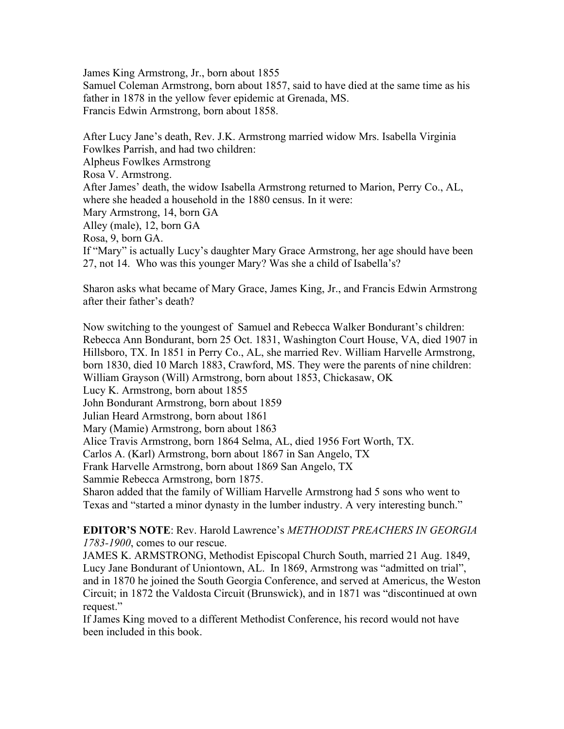James King Armstrong, Jr., born about 1855
Samuel Coleman Armstrong, born about 1857, said to have died at the same time as his father in 1878 in the yellow fever epidemic at Grenada, MS.
Francis Edwin Armstrong, born about 1858.

After Lucy Jane's death, Rev. J.K. Armstrong married widow Mrs. Isabella Virginia Fowlkes Parrish, and had two children:
Alpheus Fowlkes Armstrong
Rosa V. Armstrong.
After James' death, the widow Isabella Armstrong returned to Marion, Perry Co., AL, where she headed a household in the 1880 census. In it were:
Mary Armstrong, 14, born GA
Alley (male), 12, born GA
Rosa, 9, born GA.
If "Mary" is actually Lucy's daughter Mary Grace Armstrong, her age should have been 27, not 14. Who was this younger Mary? Was she a child of Isabella's?

Sharon asks what became of Mary Grace, James King, Jr., and Francis Edwin Armstrong after their father's death?

Now switching to the youngest of Samuel and Rebecca Walker Bondurant's children: Rebecca Ann Bondurant, born 25 Oct. 1831, Washington Court House, VA, died 1907 in Hillsboro, TX. In 1851 in Perry Co., AL, she married Rev. William Harvelle Armstrong, born 1830, died 10 March 1883, Crawford, MS. They were the parents of nine children:
William Grayson (Will) Armstrong, born about 1853, Chickasaw, OK
Lucy K. Armstrong, born about 1855
John Bondurant Armstrong, born about 1859
Julian Heard Armstrong, born about 1861
Mary (Mamie) Armstrong, born about 1863
Alice Travis Armstrong, born 1864 Selma, AL, died 1956 Fort Worth, TX.
Carlos A. (Karl) Armstrong, born about 1867 in San Angelo, TX
Frank Harvelle Armstrong, born about 1869 San Angelo, TX
Sammie Rebecca Armstrong, born 1875.
Sharon added that the family of William Harvelle Armstrong had 5 sons who went to Texas and "started a minor dynasty in the lumber industry. A very interesting bunch."

**EDITOR'S NOTE**: Rev. Harold Lawrence's *METHODIST PREACHERS IN GEORGIA 1783-1900*, comes to our rescue.
JAMES K. ARMSTRONG, Methodist Episcopal Church South, married 21 Aug. 1849, Lucy Jane Bondurant of Uniontown, AL. In 1869, Armstrong was "admitted on trial", and in 1870 he joined the South Georgia Conference, and served at Americus, the Weston Circuit; in 1872 the Valdosta Circuit (Brunswick), and in 1871 was "discontinued at own request."
If James King moved to a different Methodist Conference, his record would not have been included in this book.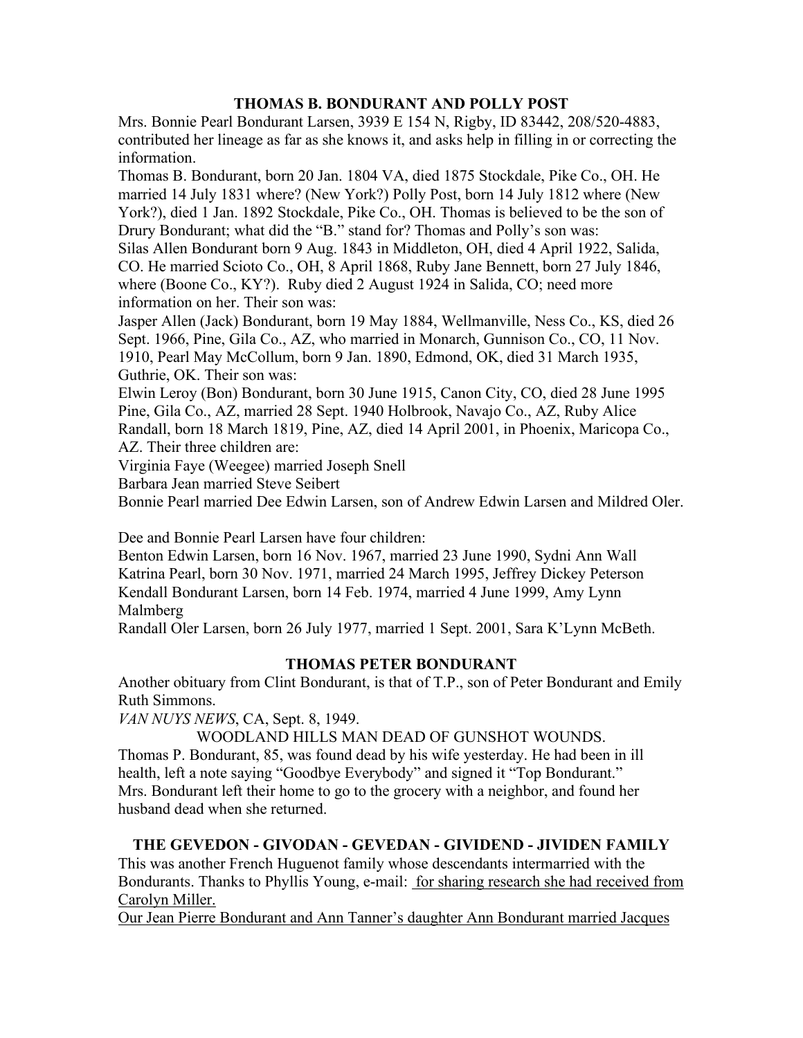## THOMAS B. BONDURANT AND POLLY POST

Mrs. Bonnie Pearl Bondurant Larsen, 3939 E 154 N, Rigby, ID 83442, 208/520-4883, contributed her lineage as far as she knows it, and asks help in filling in or correcting the information.

Thomas B. Bondurant, born 20 Jan. 1804 VA, died 1875 Stockdale, Pike Co., OH. He married 14 July 1831 where? (New York?) Polly Post, born 14 July 1812 where (New York?), died 1 Jan. 1892 Stockdale, Pike Co., OH. Thomas is believed to be the son of Drury Bondurant; what did the "B." stand for? Thomas and Polly's son was:

Silas Allen Bondurant born 9 Aug. 1843 in Middleton, OH, died 4 April 1922, Salida, CO. He married Scioto Co., OH, 8 April 1868, Ruby Jane Bennett, born 27 July 1846, where (Boone Co., KY?). Ruby died 2 August 1924 in Salida, CO; need more information on her. Their son was:

Jasper Allen (Jack) Bondurant, born 19 May 1884, Wellmanville, Ness Co., KS, died 26 Sept. 1966, Pine, Gila Co., AZ, who married in Monarch, Gunnison Co., CO, 11 Nov. 1910, Pearl May McCollum, born 9 Jan. 1890, Edmond, OK, died 31 March 1935, Guthrie, OK. Their son was:

Elwin Leroy (Bon) Bondurant, born 30 June 1915, Canon City, CO, died 28 June 1995 Pine, Gila Co., AZ, married 28 Sept. 1940 Holbrook, Navajo Co., AZ, Ruby Alice Randall, born 18 March 1819, Pine, AZ, died 14 April 2001, in Phoenix, Maricopa Co., AZ. Their three children are:

Virginia Faye (Weegee) married Joseph Snell

Barbara Jean married Steve Seibert

Bonnie Pearl married Dee Edwin Larsen, son of Andrew Edwin Larsen and Mildred Oler.

Dee and Bonnie Pearl Larsen have four children:

Benton Edwin Larsen, born 16 Nov. 1967, married 23 June 1990, Sydni Ann Wall

Katrina Pearl, born 30 Nov. 1971, married 24 March 1995, Jeffrey Dickey Peterson

Kendall Bondurant Larsen, born 14 Feb. 1974, married 4 June 1999, Amy Lynn Malmberg

Randall Oler Larsen, born 26 July 1977, married 1 Sept. 2001, Sara K'Lynn McBeth.

## THOMAS PETER BONDURANT

Another obituary from Clint Bondurant, is that of T.P., son of Peter Bondurant and Emily Ruth Simmons.

*VAN NUYS NEWS*, CA, Sept. 8, 1949.

WOODLAND HILLS MAN DEAD OF GUNSHOT WOUNDS.

Thomas P. Bondurant, 85, was found dead by his wife yesterday. He had been in ill health, left a note saying "Goodbye Everybody" and signed it "Top Bondurant." Mrs. Bondurant left their home to go to the grocery with a neighbor, and found her husband dead when she returned.

## THE GEVEDON - GIVODAN - GEVEDAN - GIVIDEND - JIVIDEN FAMILY

This was another French Huguenot family whose descendants intermarried with the Bondurants. Thanks to Phyllis Young, e-mail: for sharing research she had received from Carolyn Miller.

Our Jean Pierre Bondurant and Ann Tanner's daughter Ann Bondurant married Jacques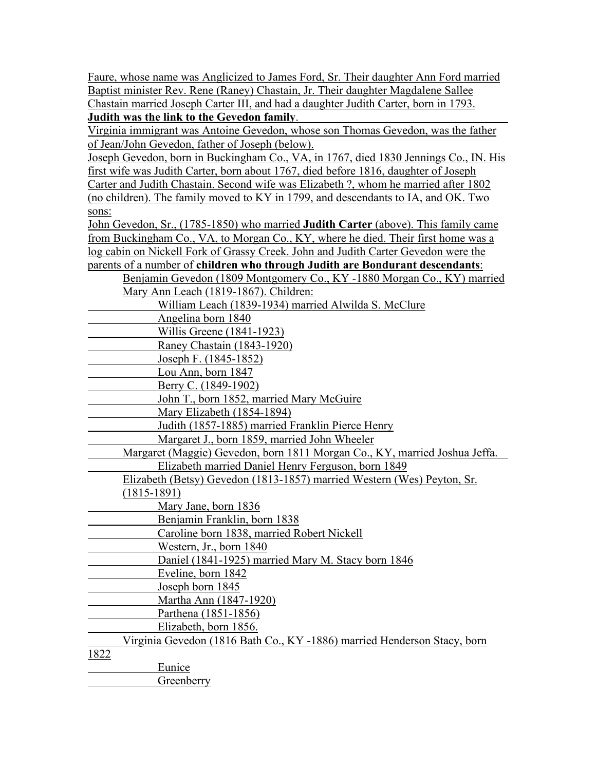Faure, whose name was Anglicized to James Ford, Sr. Their daughter Ann Ford married Baptist minister Rev. Rene (Raney) Chastain, Jr. Their daughter Magdalene Sallee Chastain married Joseph Carter III, and had a daughter Judith Carter, born in 1793. **Judith was the link to the Gevedon family**.

Virginia immigrant was Antoine Gevedon, whose son Thomas Gevedon, was the father of Jean/John Gevedon, father of Joseph (below).

Joseph Gevedon, born in Buckingham Co., VA, in 1767, died 1830 Jennings Co., IN. His first wife was Judith Carter, born about 1767, died before 1816, daughter of Joseph Carter and Judith Chastain. Second wife was Elizabeth ?, whom he married after 1802 (no children). The family moved to KY in 1799, and descendants to IA, and OK. Two sons:

John Gevedon, Sr., (1785-1850) who married **Judith Carter** (above). This family came from Buckingham Co., VA, to Morgan Co., KY, where he died. Their first home was a log cabin on Nickell Fork of Grassy Creek. John and Judith Carter Gevedon were the parents of a number of **children who through Judith are Bondurant descendants**:

- Benjamin Gevedon (1809 Montgomery Co., KY -1880 Morgan Co., KY) married Mary Ann Leach (1819-1867). Children:
  - William Leach (1839-1934) married Alwilda S. McClure
  - Angelina born 1840
  - Willis Greene (1841-1923)
  - Raney Chastain (1843-1920)
  - Joseph F. (1845-1852)
  - Lou Ann, born 1847
  - Berry C. (1849-1902)
  - John T., born 1852, married Mary McGuire
  - Mary Elizabeth (1854-1894)
  - Judith (1857-1885) married Franklin Pierce Henry
  - Margaret J., born 1859, married John Wheeler
- Margaret (Maggie) Gevedon, born 1811 Morgan Co., KY, married Joshua Jeffa.
  - Elizabeth married Daniel Henry Ferguson, born 1849
- Elizabeth (Betsy) Gevedon (1813-1857) married Western (Wes) Peyton, Sr. (1815-1891)
  - Mary Jane, born 1836
  - Benjamin Franklin, born 1838
  - Caroline born 1838, married Robert Nickell
  - Western, Jr., born 1840
  - Daniel (1841-1925) married Mary M. Stacy born 1846
  - Eveline, born 1842
  - Joseph born 1845
  - Martha Ann (1847-1920)
  - Parthena (1851-1856)
  - Elizabeth, born 1856.
- Virginia Gevedon (1816 Bath Co., KY -1886) married Henderson Stacy, born 1822
  - Eunice
  - Greenberry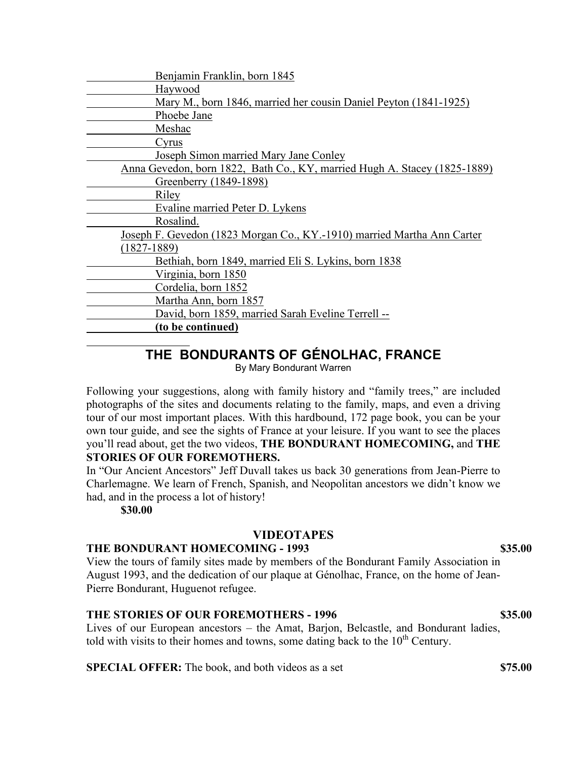- Benjamin Franklin, born 1845
- Haywood
- Mary M., born 1846, married her cousin Daniel Peyton (1841-1925)
- Phoebe Jane
- Meshac
- Cyrus
- Joseph Simon married Mary Jane Conley

Anna Gevedon, born 1822, Bath Co., KY, married Hugh A. Stacey (1825-1889)

- Greenberry (1849-1898)
- Riley
- Evaline married Peter D. Lykens
- Rosalind.

Joseph F. Gevedon (1823 Morgan Co., KY.-1910) married Martha Ann Carter (1827-1889)

- Bethiah, born 1849, married Eli S. Lykins, born 1838
- Virginia, born 1850
- Cordelia, born 1852
- Martha Ann, born 1857
- David, born 1859, married Sarah Eveline Terrell --
- **(to be continued)**

## THE BONDURANTS OF GÉNOLHAC, FRANCE

By Mary Bondurant Warren

Following your suggestions, along with family history and "family trees," are included photographs of the sites and documents relating to the family, maps, and even a driving tour of our most important places. With this hardbound, 172 page book, you can be your own tour guide, and see the sights of France at your leisure. If you want to see the places you'll read about, get the two videos, **THE BONDURANT HOMECOMING,** and **THE STORIES OF OUR FOREMOTHERS.**

In "Our Ancient Ancestors" Jeff Duvall takes us back 30 generations from Jean-Pierre to Charlemagne. We learn of French, Spanish, and Neopolitan ancestors we didn't know we had, and in the process a lot of history!

**$30.00**

### VIDEOTAPES

**THE BONDURANT HOMECOMING - 1993** **$35.00**

View the tours of family sites made by members of the Bondurant Family Association in August 1993, and the dedication of our plaque at Génolhac, France, on the home of Jean-Pierre Bondurant, Huguenot refugee.

**THE STORIES OF OUR FOREMOTHERS - 1996** **$35.00**

Lives of our European ancestors – the Amat, Barjon, Belcastle, and Bondurant ladies, told with visits to their homes and towns, some dating back to the 10th Century.

**SPECIAL OFFER:** The book, and both videos as a set **$75.00**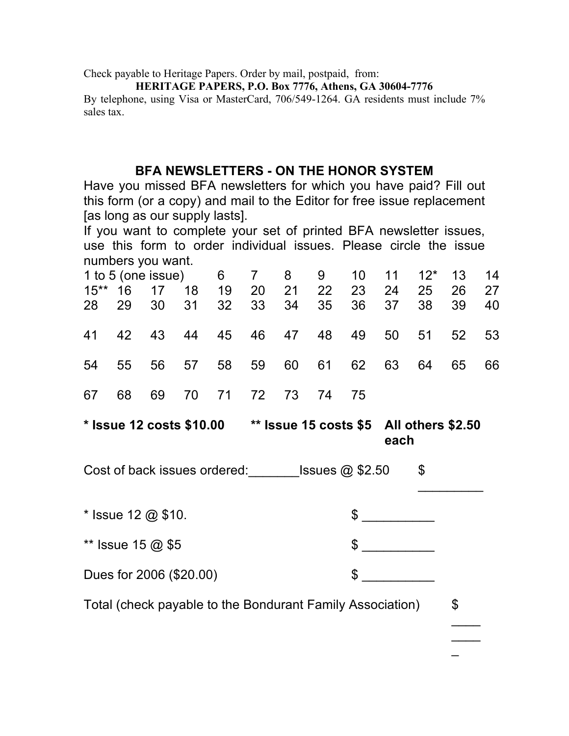Check payable to Heritage Papers. Order by mail, postpaid, from:

**HERITAGE PAPERS, P.O. Box 7776, Athens, GA 30604-7776**

By telephone, using Visa or MasterCard, 706/549-1264. GA residents must include 7% sales tax.

## BFA NEWSLETTERS - ON THE HONOR SYSTEM

Have you missed BFA newsletters for which you have paid? Fill out this form (or a copy) and mail to the Editor for free issue replacement [as long as our supply lasts].

If you want to complete your set of printed BFA newsletter issues, use this form to order individual issues. Please circle the issue numbers you want.

| | | | | | | | | | | | |
|---|---|---|---|---|---|---|---|---|---|---|---|
| 1 to 5 (one issue) | | | 6 | 7 | 8 | 9 | 10 | 11 | 12* | 13 | 14 |
| 15** | 16 | 17 | 18 | 19 | 20 | 21 | 22 | 23 | 24 | 25 | 26 | 27 |
| 28 | 29 | 30 | 31 | 32 | 33 | 34 | 35 | 36 | 37 | 38 | 39 | 40 |
| 41 | 42 | 43 | 44 | 45 | 46 | 47 | 48 | 49 | 50 | 51 | 52 | 53 |
| 54 | 55 | 56 | 57 | 58 | 59 | 60 | 61 | 62 | 63 | 64 | 65 | 66 |
| 67 | 68 | 69 | 70 | 71 | 72 | 73 | 74 | 75 | | | | |

**\* Issue 12 costs $10.00 ** Issue 15 costs $5 All others $2.50 each**

Cost of back issues ordered:_______Issues @ $2.50 $ _________

* Issue 12 @ $10. $ __________

** Issue 15 @ $5 $ __________

Dues for 2006 ($20.00) $ __________

Total (check payable to the Bondurant Family Association) $ _________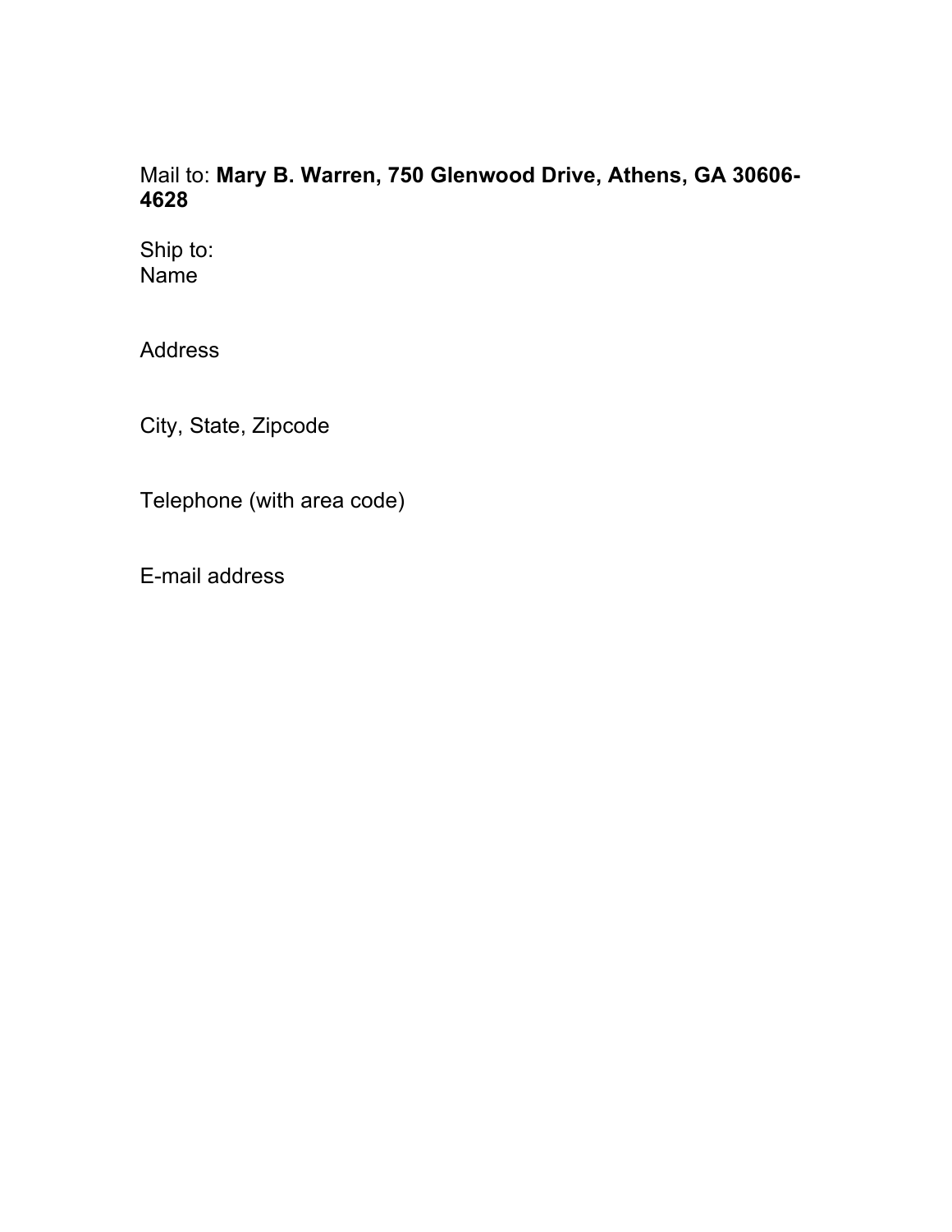Mail to: **Mary B. Warren, 750 Glenwood Drive, Athens, GA 30606-4628**

Ship to:
Name

Address

City, State, Zipcode

Telephone (with area code)

E-mail address